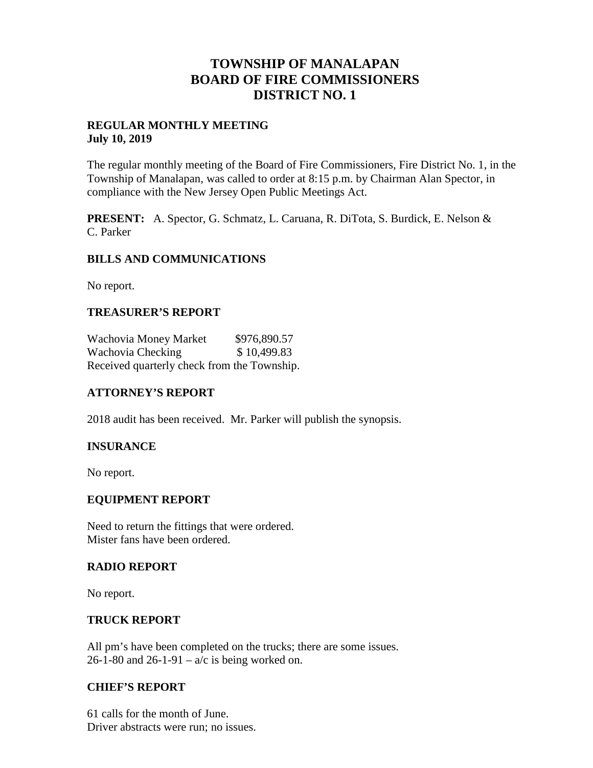# TOWNSHIP OF MANALAPAN
# BOARD OF FIRE COMMISSIONERS
# DISTRICT NO. 1

**REGULAR MONTHLY MEETING**
**July 10, 2019**

The regular monthly meeting of the Board of Fire Commissioners, Fire District No. 1, in the Township of Manalapan, was called to order at 8:15 p.m. by Chairman Alan Spector, in compliance with the New Jersey Open Public Meetings Act.

**PRESENT:** A. Spector, G. Schmatz, L. Caruana, R. DiTota, S. Burdick, E. Nelson & C. Parker

## BILLS AND COMMUNICATIONS

No report.

## TREASURER'S REPORT

Wachovia Money Market $976,890.57
Wachovia Checking $ 10,499.83
Received quarterly check from the Township.

## ATTORNEY'S REPORT

2018 audit has been received. Mr. Parker will publish the synopsis.

## INSURANCE

No report.

## EQUIPMENT REPORT

Need to return the fittings that were ordered.
Mister fans have been ordered.

## RADIO REPORT

No report.

## TRUCK REPORT

All pm's have been completed on the trucks; there are some issues.
26-1-80 and 26-1-91 – a/c is being worked on.

## CHIEF'S REPORT

61 calls for the month of June.
Driver abstracts were run; no issues.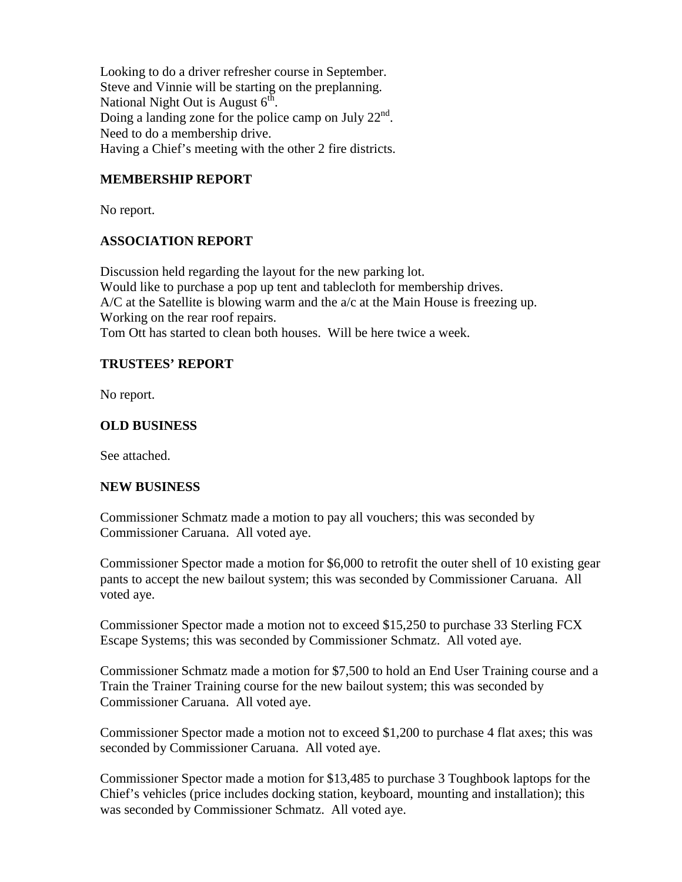Looking to do a driver refresher course in September.
Steve and Vinnie will be starting on the preplanning.
National Night Out is August 6th.
Doing a landing zone for the police camp on July 22nd.
Need to do a membership drive.
Having a Chief's meeting with the other 2 fire districts.

**MEMBERSHIP REPORT**

No report.

**ASSOCIATION REPORT**

Discussion held regarding the layout for the new parking lot.
Would like to purchase a pop up tent and tablecloth for membership drives.
A/C at the Satellite is blowing warm and the a/c at the Main House is freezing up.
Working on the rear roof repairs.
Tom Ott has started to clean both houses. Will be here twice a week.

**TRUSTEES' REPORT**

No report.

**OLD BUSINESS**

See attached.

**NEW BUSINESS**

Commissioner Schmatz made a motion to pay all vouchers; this was seconded by Commissioner Caruana. All voted aye.

Commissioner Spector made a motion for $6,000 to retrofit the outer shell of 10 existing gear pants to accept the new bailout system; this was seconded by Commissioner Caruana. All voted aye.

Commissioner Spector made a motion not to exceed $15,250 to purchase 33 Sterling FCX Escape Systems; this was seconded by Commissioner Schmatz. All voted aye.

Commissioner Schmatz made a motion for $7,500 to hold an End User Training course and a Train the Trainer Training course for the new bailout system; this was seconded by Commissioner Caruana. All voted aye.

Commissioner Spector made a motion not to exceed $1,200 to purchase 4 flat axes; this was seconded by Commissioner Caruana. All voted aye.

Commissioner Spector made a motion for $13,485 to purchase 3 Toughbook laptops for the Chief's vehicles (price includes docking station, keyboard, mounting and installation); this was seconded by Commissioner Schmatz. All voted aye.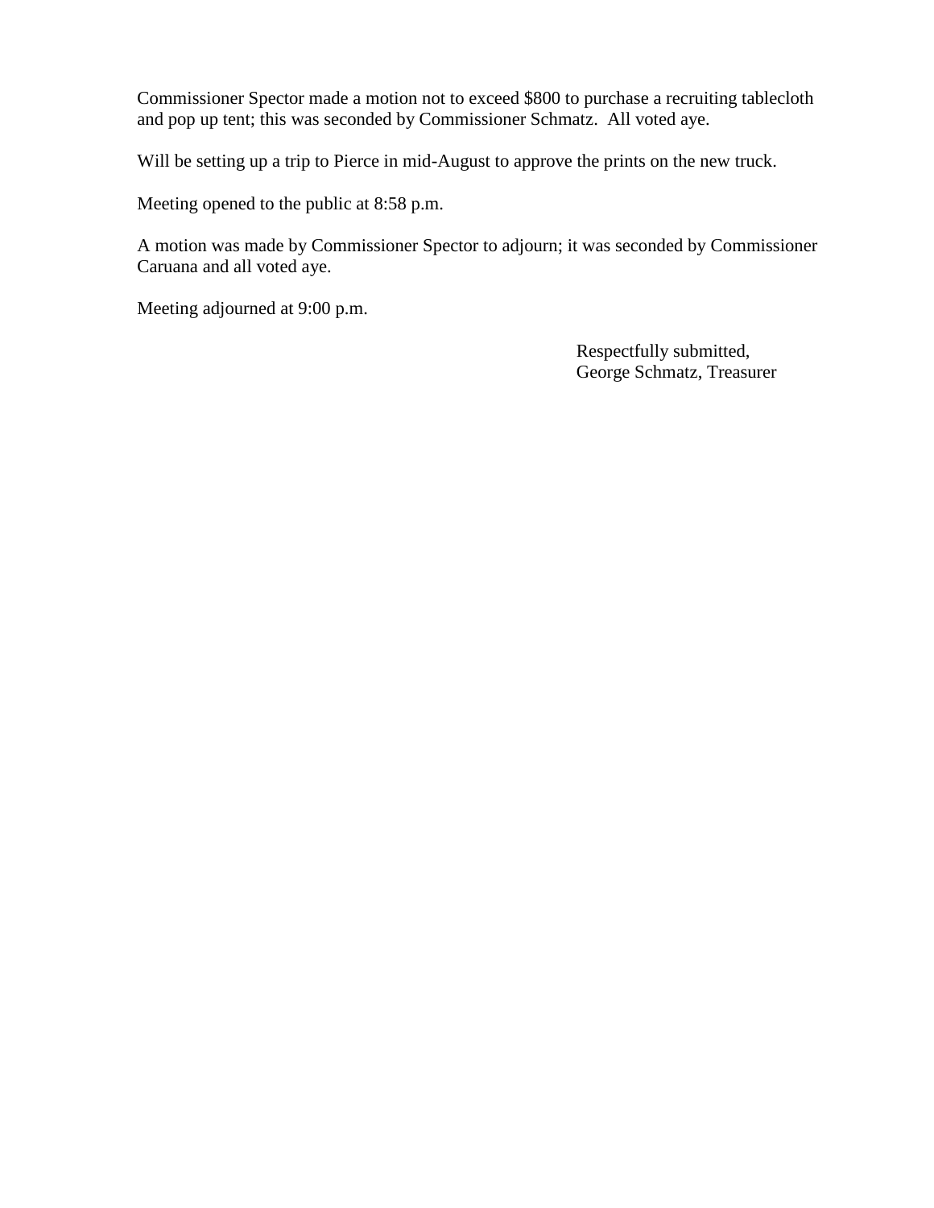Commissioner Spector made a motion not to exceed $800 to purchase a recruiting tablecloth and pop up tent; this was seconded by Commissioner Schmatz. All voted aye.

Will be setting up a trip to Pierce in mid-August to approve the prints on the new truck.

Meeting opened to the public at 8:58 p.m.

A motion was made by Commissioner Spector to adjourn; it was seconded by Commissioner Caruana and all voted aye.

Meeting adjourned at 9:00 p.m.

Respectfully submitted,  
George Schmatz, Treasurer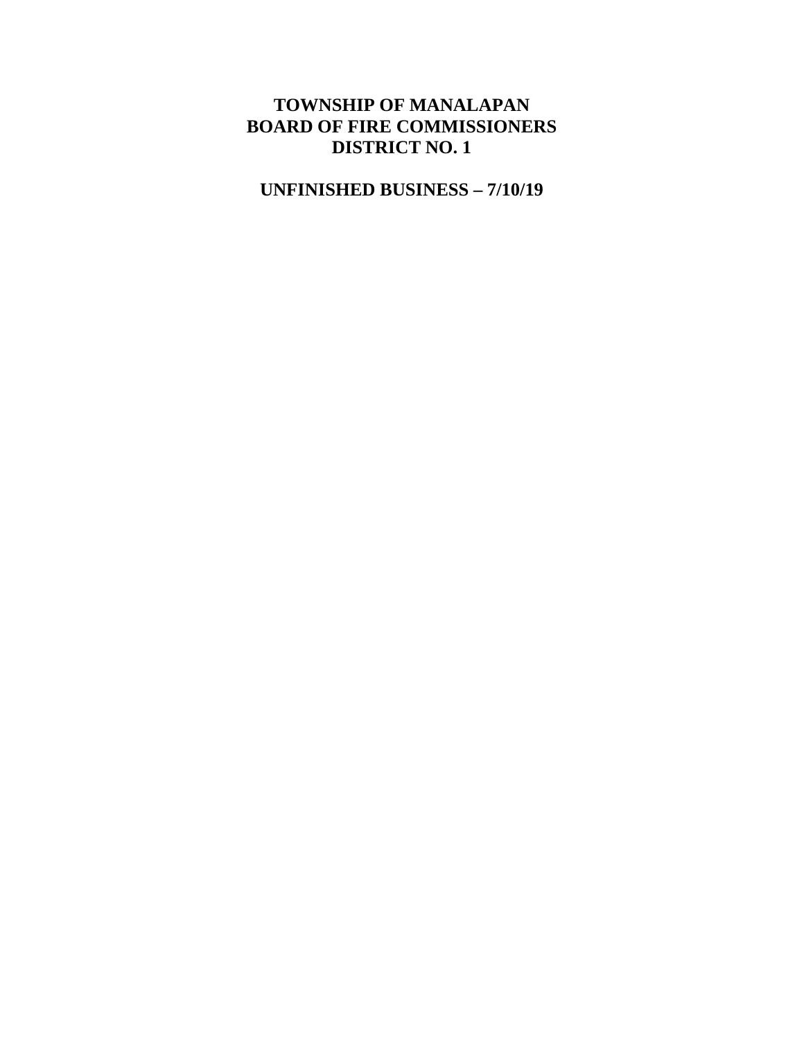# TOWNSHIP OF MANALAPAN
# BOARD OF FIRE COMMISSIONERS
# DISTRICT NO. 1

## UNFINISHED BUSINESS – 7/10/19